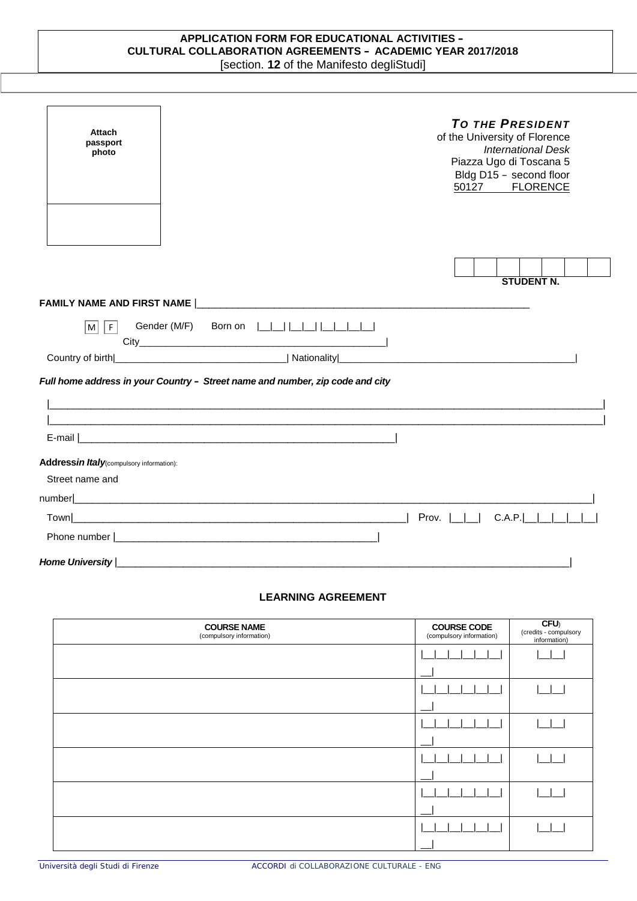**APPLICATION FORM FOR EDUCATIONAL ACTIVITIES –**
**CULTURAL COLLABORATION AGREEMENTS – ACADEMIC YEAR 2017/2018**
[section. **12** of the Manifesto degliStudi]

**Attach passport photo**

***TO THE PRESIDENT***
of the University of Florence
*International Desk*
Piazza Ugo di Toscana 5
Bldg D15 – second floor
50127 FLORENCE

| | | | | | | |
|---|---|---|---|---|---|---|

**STUDENT N.**

**FAMILY NAME AND FIRST NAME** |_______________________________________________________________

M F Gender (M/F) Born on |__|__| |__|__| |__|__|__|__|

City_____________________________________________|

Country of birth|________________________________| Nationality|_____________________________________________|

***Full home address in your Country – Street name and number, zip code and city***

|_____________________________________________________________________________________________________|

|_____________________________________________________________________________________________________|

E-mail |___________________________________________________________|

**Address*in Italy***(compulsory information):

Street name and number|_____________________________________________________________________________________________|

Town|_______________________________________________________________| Prov. |__|__| C.A.P.|__|__|__|__|__|

Phone number |_________________________________________________|

***Home University*** |_____________________________________________________________________________________|

**LEARNING AGREEMENT**

| **COURSE NAME** (compulsory information) | **COURSE CODE** (compulsory information) | **CFU**) (credits - compulsory information) |
|---|---|---|
| | \|__\|__\|__\|__\|__\|__\|__\| | \|__\|__\| |
| | \|__\|__\|__\|__\|__\|__\|__\| | \|__\|__\| |
| | \|__\|__\|__\|__\|__\|__\|__\| | \|__\|__\| |
| | \|__\|__\|__\|__\|__\|__\|__\| | \|__\|__\| |
| | \|__\|__\|__\|__\|__\|__\|__\| | \|__\|__\| |
| | \|__\|__\|__\|__\|__\|__\|__\| | \|__\|__\| |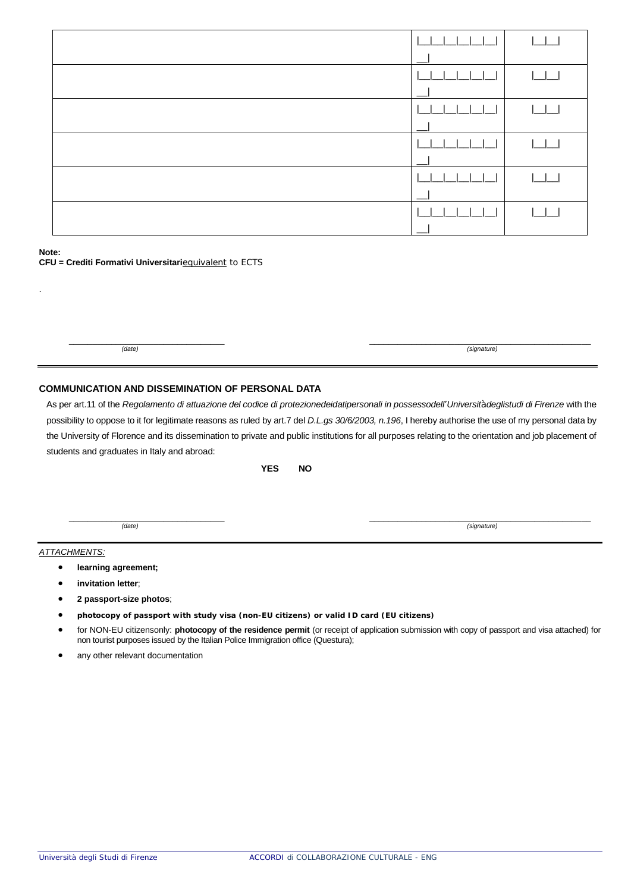| | | |
|---|---|---|
| | \|\_\_\|\_\_\|\_\_\|\_\_\|\_\_\|\_\_\| \_\_\| | \|\_\_\|\_\_\| |
| | \|\_\_\|\_\_\|\_\_\|\_\_\|\_\_\|\_\_\| \_\_\| | \|\_\_\|\_\_\| |
| | \|\_\_\|\_\_\|\_\_\|\_\_\|\_\_\|\_\_\| \_\_\| | \|\_\_\|\_\_\| |
| | \|\_\_\|\_\_\|\_\_\|\_\_\|\_\_\|\_\_\| \_\_\| | \|\_\_\|\_\_\| |
| | \|\_\_\|\_\_\|\_\_\|\_\_\|\_\_\|\_\_\| \_\_\| | \|\_\_\|\_\_\| |
| | \|\_\_\|\_\_\|\_\_\|\_\_\|\_\_\|\_\_\| \_\_\| | \|\_\_\|\_\_\| |

**Note:**
**CFU = Crediti Formativi Universitari**equivalent to ECTS

.

\_\_\_\_\_\_\_\_\_\_\_\_\_\_\_\_\_\_\_\_\_\_\_\_\_\_\_\_ \_\_\_\_\_\_\_\_\_\_\_\_\_\_\_\_\_\_\_\_\_\_\_\_\_\_\_\_\_\_\_\_\_\_\_\_\_\_\_\_
*(date)* *(signature)*

## COMMUNICATION AND DISSEMINATION OF PERSONAL DATA

As per art.11 of the *Regolamento di attuazione del codice di protezionedeidatipersonali in possessodell'Universitàdeglistudi di Firenze* with the possibility to oppose to it for legitimate reasons as ruled by art.7 del *D.L.gs 30/6/2003, n.196*, I hereby authorise the use of my personal data by the University of Florence and its dissemination to private and public institutions for all purposes relating to the orientation and job placement of students and graduates in Italy and abroad:

**YES** **NO**

\_\_\_\_\_\_\_\_\_\_\_\_\_\_\_\_\_\_\_\_\_\_\_\_\_\_\_\_ \_\_\_\_\_\_\_\_\_\_\_\_\_\_\_\_\_\_\_\_\_\_\_\_\_\_\_\_\_\_\_\_\_\_\_\_\_\_\_\_
*(date)* *(signature)*

*ATTACHMENTS:*

- **learning agreement;**
- **invitation letter**;
- **2 passport-size photos**;
- **photocopy of passport with study visa (non-EU citizens) or valid ID card (EU citizens)**
- for NON-EU citizensonly: **photocopy of the residence permit** (or receipt of application submission with copy of passport and visa attached) for non tourist purposes issued by the Italian Police Immigration office (Questura);
- any other relevant documentation